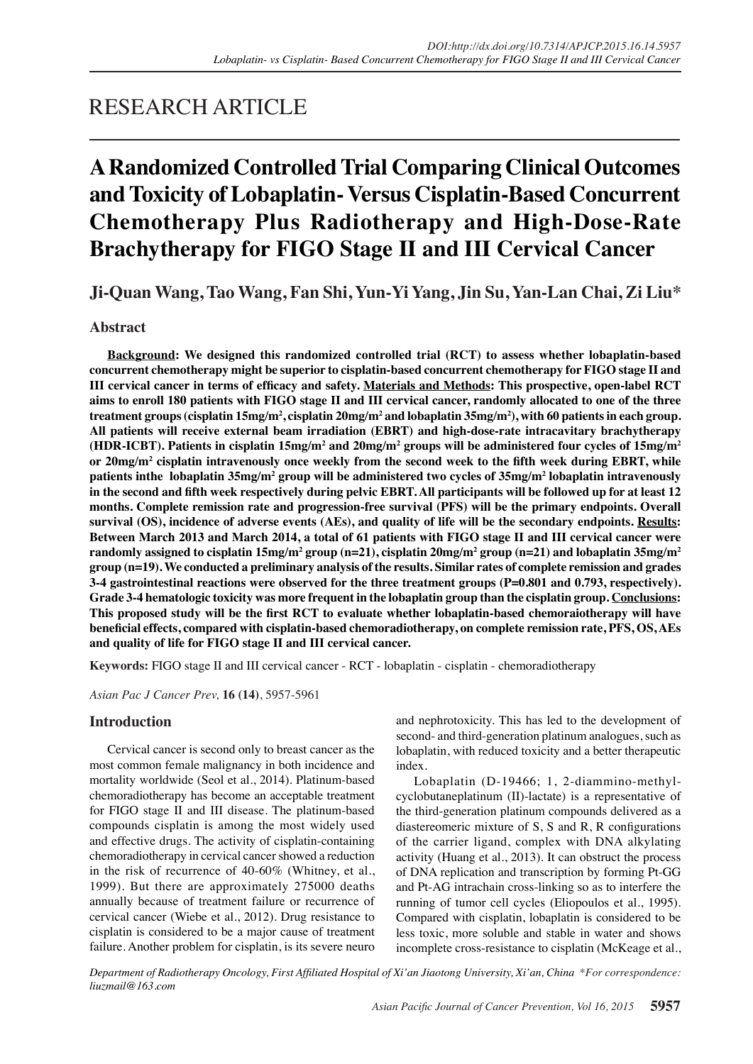RESEARCH ARTICLE

# A Randomized Controlled Trial Comparing Clinical Outcomes and Toxicity of Lobaplatin- Versus Cisplatin-Based Concurrent Chemotherapy Plus Radiotherapy and High-Dose-Rate Brachytherapy for FIGO Stage II and III Cervical Cancer

**Ji-Quan Wang, Tao Wang, Fan Shi, Yun-Yi Yang, Jin Su, Yan-Lan Chai, Zi Liu***

## Abstract

**Background: We designed this randomized controlled trial (RCT) to assess whether lobaplatin-based concurrent chemotherapy might be superior to cisplatin-based concurrent chemotherapy for FIGO stage II and III cervical cancer in terms of efficacy and safety. Materials and Methods: This prospective, open-label RCT aims to enroll 180 patients with FIGO stage II and III cervical cancer, randomly allocated to one of the three treatment groups (cisplatin 15mg/m$^2$, cisplatin 20mg/m$^2$ and lobaplatin 35mg/m$^2$), with 60 patients in each group. All patients will receive external beam irradiation (EBRT) and high-dose-rate intracavitary brachytherapy (HDR-ICBT). Patients in cisplatin 15mg/m$^2$ and 20mg/m$^2$ groups will be administered four cycles of 15mg/m$^2$ or 20mg/m$^2$ cisplatin intravenously once weekly from the second week to the fifth week during EBRT, while patients inthe lobaplatin 35mg/m$^2$ group will be administered two cycles of 35mg/m$^2$ lobaplatin intravenously in the second and fifth week respectively during pelvic EBRT. All participants will be followed up for at least 12 months. Complete remission rate and progression-free survival (PFS) will be the primary endpoints. Overall survival (OS), incidence of adverse events (AEs), and quality of life will be the secondary endpoints. Results: Between March 2013 and March 2014, a total of 61 patients with FIGO stage II and III cervical cancer were randomly assigned to cisplatin 15mg/m$^2$ group (n=21), cisplatin 20mg/m$^2$ group (n=21) and lobaplatin 35mg/m$^2$ group (n=19). We conducted a preliminary analysis of the results. Similar rates of complete remission and grades 3-4 gastrointestinal reactions were observed for the three treatment groups (P=0.801 and 0.793, respectively). Grade 3-4 hematologic toxicity was more frequent in the lobaplatin group than the cisplatin group. Conclusions: This proposed study will be the first RCT to evaluate whether lobaplatin-based chemoraiotherapy will have beneficial effects, compared with cisplatin-based chemoradiotherapy, on complete remission rate, PFS, OS, AEs and quality of life for FIGO stage II and III cervical cancer.**

**Keywords:** FIGO stage II and III cervical cancer - RCT - lobaplatin - cisplatin - chemoradiotherapy

*Asian Pac J Cancer Prev,* **16 (14)**, 5957-5961

## Introduction

Cervical cancer is second only to breast cancer as the most common female malignancy in both incidence and mortality worldwide (Seol et al., 2014). Platinum-based chemoradiotherapy has become an acceptable treatment for FIGO stage II and III disease. The platinum-based compounds cisplatin is among the most widely used and effective drugs. The activity of cisplatin-containing chemoradiotherapy in cervical cancer showed a reduction in the risk of recurrence of 40-60% (Whitney, et al., 1999). But there are approximately 275000 deaths annually because of treatment failure or recurrence of cervical cancer (Wiebe et al., 2012). Drug resistance to cisplatin is considered to be a major cause of treatment failure. Another problem for cisplatin, is its severe neuro and nephrotoxicity. This has led to the development of second- and third-generation platinum analogues, such as lobaplatin, with reduced toxicity and a better therapeutic index.

Lobaplatin (D-19466; 1, 2-diammino-methyl-cyclobutaneplatinum (II)-lactate) is a representative of the third-generation platinum compounds delivered as a diastereomeric mixture of S, S and R, R configurations of the carrier ligand, complex with DNA alkylating activity (Huang et al., 2013). It can obstruct the process of DNA replication and transcription by forming Pt-GG and Pt-AG intrachain cross-linking so as to interfere the running of tumor cell cycles (Eliopoulos et al., 1995). Compared with cisplatin, lobaplatin is considered to be less toxic, more soluble and stable in water and shows incomplete cross-resistance to cisplatin (McKeage et al.,

*Department of Radiotherapy Oncology, First Affiliated Hospital of Xi'an Jiaotong University, Xi'an, China \*For correspondence: liuzmail@163.com*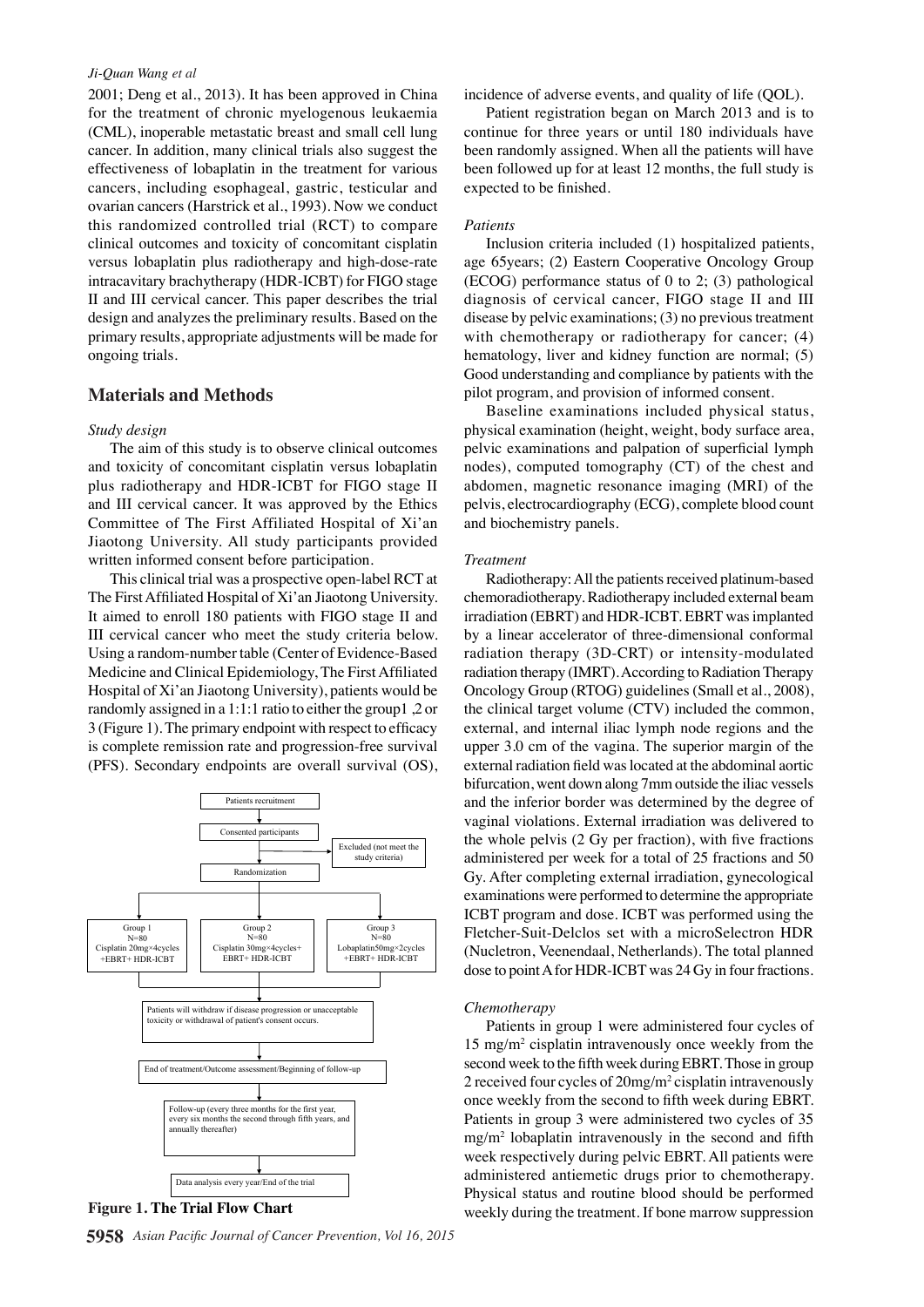2001; Deng et al., 2013). It has been approved in China for the treatment of chronic myelogenous leukaemia (CML), inoperable metastatic breast and small cell lung cancer. In addition, many clinical trials also suggest the effectiveness of lobaplatin in the treatment for various cancers, including esophageal, gastric, testicular and ovarian cancers (Harstrick et al., 1993). Now we conduct this randomized controlled trial (RCT) to compare clinical outcomes and toxicity of concomitant cisplatin versus lobaplatin plus radiotherapy and high-dose-rate intracavitary brachytherapy (HDR-ICBT) for FIGO stage II and III cervical cancer. This paper describes the trial design and analyzes the preliminary results. Based on the primary results, appropriate adjustments will be made for ongoing trials.

## Materials and Methods

### *Study design*

The aim of this study is to observe clinical outcomes and toxicity of concomitant cisplatin versus lobaplatin plus radiotherapy and HDR-ICBT for FIGO stage II and III cervical cancer. It was approved by the Ethics Committee of The First Affiliated Hospital of Xi'an Jiaotong University. All study participants provided written informed consent before participation.

This clinical trial was a prospective open-label RCT at The First Affiliated Hospital of Xi'an Jiaotong University. It aimed to enroll 180 patients with FIGO stage II and III cervical cancer who meet the study criteria below. Using a random-number table (Center of Evidence-Based Medicine and Clinical Epidemiology, The First Affiliated Hospital of Xi'an Jiaotong University), patients would be randomly assigned in a 1:1:1 ratio to either the group1 ,2 or 3 (Figure 1). The primary endpoint with respect to efficacy is complete remission rate and progression-free survival (PFS). Secondary endpoints are overall survival (OS), incidence of adverse events, and quality of life (QOL).

Patients recruitment → Consented participants → Excluded (not meet the study criteria) → Randomization

Group 1 N=80 Cisplatin 20mg×4cycles +EBRT+ HDR-ICBT | Group 2 N=80 Cisplatin 30mg×4cycles+ EBRT+ HDR-ICBT | Group 3 N=80 Lobaplatin50mg×2cycles +EBRT+ HDR-ICBT

Patients will withdraw if disease progression or unacceptable toxicity or withdrawal of patient's consent occurs.

End of treatment/Outcome assessment/Beginning of follow-up

Follow-up (every three months for the first year, every six months the second through fifth years, and annually thereafter)

Data analysis every year/End of the trial

**Figure 1. The Trial Flow Chart**

Patient registration began on March 2013 and is to continue for three years or until 180 individuals have been randomly assigned. When all the patients will have been followed up for at least 12 months, the full study is expected to be finished.

### *Patients*

Inclusion criteria included (1) hospitalized patients, age 65years; (2) Eastern Cooperative Oncology Group (ECOG) performance status of 0 to 2; (3) pathological diagnosis of cervical cancer, FIGO stage II and III disease by pelvic examinations; (3) no previous treatment with chemotherapy or radiotherapy for cancer; (4) hematology, liver and kidney function are normal; (5) Good understanding and compliance by patients with the pilot program, and provision of informed consent.

Baseline examinations included physical status, physical examination (height, weight, body surface area, pelvic examinations and palpation of superficial lymph nodes), computed tomography (CT) of the chest and abdomen, magnetic resonance imaging (MRI) of the pelvis, electrocardiography (ECG), complete blood count and biochemistry panels.

### *Treatment*

Radiotherapy: All the patients received platinum-based chemoradiotherapy. Radiotherapy included external beam irradiation (EBRT) and HDR-ICBT. EBRT was implanted by a linear accelerator of three-dimensional conformal radiation therapy (3D-CRT) or intensity-modulated radiation therapy (IMRT). According to Radiation Therapy Oncology Group (RTOG) guidelines (Small et al., 2008), the clinical target volume (CTV) included the common, external, and internal iliac lymph node regions and the upper 3.0 cm of the vagina. The superior margin of the external radiation field was located at the abdominal aortic bifurcation, went down along 7mm outside the iliac vessels and the inferior border was determined by the degree of vaginal violations. External irradiation was delivered to the whole pelvis (2 Gy per fraction), with five fractions administered per week for a total of 25 fractions and 50 Gy. After completing external irradiation, gynecological examinations were performed to determine the appropriate ICBT program and dose. ICBT was performed using the Fletcher-Suit-Delclos set with a microSelectron HDR (Nucletron, Veenendaal, Netherlands). The total planned dose to point A for HDR-ICBT was 24 Gy in four fractions.

### *Chemotherapy*

Patients in group 1 were administered four cycles of 15 mg/m$^2$ cisplatin intravenously once weekly from the second week to the fifth week during EBRT. Those in group 2 received four cycles of 20mg/m$^2$ cisplatin intravenously once weekly from the second to fifth week during EBRT. Patients in group 3 were administered two cycles of 35 mg/m$^2$ lobaplatin intravenously in the second and fifth week respectively during pelvic EBRT. All patients were administered antiemetic drugs prior to chemotherapy. Physical status and routine blood should be performed weekly during the treatment. If bone marrow suppression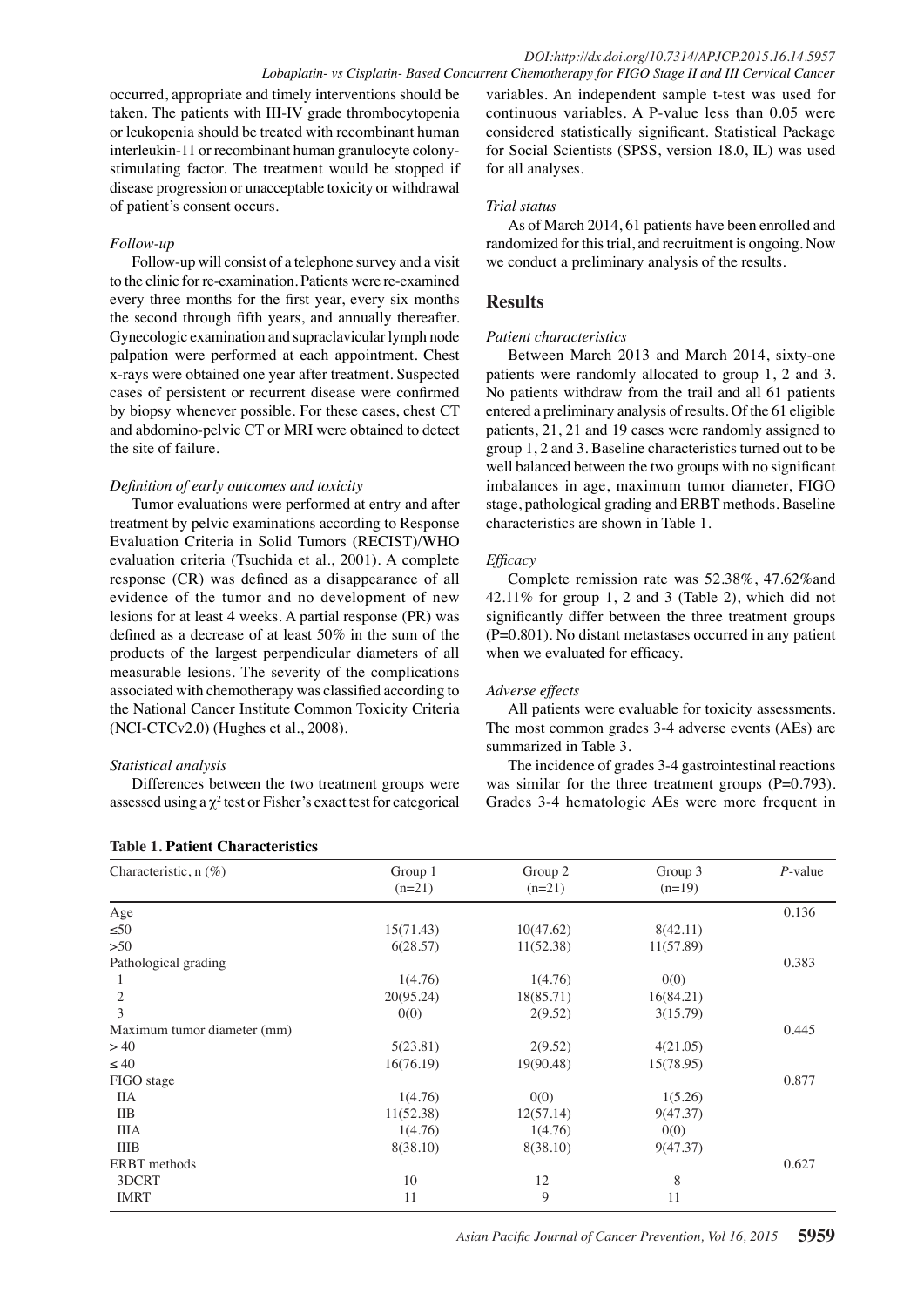occurred, appropriate and timely interventions should be taken. The patients with III-IV grade thrombocytopenia or leukopenia should be treated with recombinant human interleukin-11 or recombinant human granulocyte colony-stimulating factor. The treatment would be stopped if disease progression or unacceptable toxicity or withdrawal of patient's consent occurs.

*Follow-up*

Follow-up will consist of a telephone survey and a visit to the clinic for re-examination. Patients were re-examined every three months for the first year, every six months the second through fifth years, and annually thereafter. Gynecologic examination and supraclavicular lymph node palpation were performed at each appointment. Chest x-rays were obtained one year after treatment. Suspected cases of persistent or recurrent disease were confirmed by biopsy whenever possible. For these cases, chest CT and abdomino-pelvic CT or MRI were obtained to detect the site of failure.

*Definition of early outcomes and toxicity*

Tumor evaluations were performed at entry and after treatment by pelvic examinations according to Response Evaluation Criteria in Solid Tumors (RECIST)/WHO evaluation criteria (Tsuchida et al., 2001). A complete response (CR) was defined as a disappearance of all evidence of the tumor and no development of new lesions for at least 4 weeks. A partial response (PR) was defined as a decrease of at least 50% in the sum of the products of the largest perpendicular diameters of all measurable lesions. The severity of the complications associated with chemotherapy was classified according to the National Cancer Institute Common Toxicity Criteria (NCI-CTCv2.0) (Hughes et al., 2008).

*Statistical analysis*

Differences between the two treatment groups were assessed using a $\chi^2$ test or Fisher's exact test for categorical variables. An independent sample t-test was used for continuous variables. A P-value less than 0.05 were considered statistically significant. Statistical Package for Social Scientists (SPSS, version 18.0, IL) was used for all analyses.

*Trial status*

As of March 2014, 61 patients have been enrolled and randomized for this trial, and recruitment is ongoing. Now we conduct a preliminary analysis of the results.

## Results

*Patient characteristics*

Between March 2013 and March 2014, sixty-one patients were randomly allocated to group 1, 2 and 3. No patients withdraw from the trail and all 61 patients entered a preliminary analysis of results. Of the 61 eligible patients, 21, 21 and 19 cases were randomly assigned to group 1, 2 and 3. Baseline characteristics turned out to be well balanced between the two groups with no significant imbalances in age, maximum tumor diameter, FIGO stage, pathological grading and ERBT methods. Baseline characteristics are shown in Table 1.

*Efficacy*

Complete remission rate was 52.38%, 47.62%and 42.11% for group 1, 2 and 3 (Table 2), which did not significantly differ between the three treatment groups (P=0.801). No distant metastases occurred in any patient when we evaluated for efficacy.

*Adverse effects*

All patients were evaluable for toxicity assessments. The most common grades 3-4 adverse events (AEs) are summarized in Table 3.

The incidence of grades 3-4 gastrointestinal reactions was similar for the three treatment groups (P=0.793). Grades 3-4 hematologic AEs were more frequent in

**Table 1. Patient Characteristics**

| Characteristic, n (%) | Group 1 (n=21) | Group 2 (n=21) | Group 3 (n=19) | *P*-value |
|---|---|---|---|---|
| Age | | | | 0.136 |
| ≤50 | 15(71.43) | 10(47.62) | 8(42.11) | |
| >50 | 6(28.57) | 11(52.38) | 11(57.89) | |
| Pathological grading | | | | 0.383 |
| 1 | 1(4.76) | 1(4.76) | 0(0) | |
| 2 | 20(95.24) | 18(85.71) | 16(84.21) | |
| 3 | 0(0) | 2(9.52) | 3(15.79) | |
| Maximum tumor diameter (mm) | | | | 0.445 |
| > 40 | 5(23.81) | 2(9.52) | 4(21.05) | |
| ≤ 40 | 16(76.19) | 19(90.48) | 15(78.95) | |
| FIGO stage | | | | 0.877 |
| IIA | 1(4.76) | 0(0) | 1(5.26) | |
| IIB | 11(52.38) | 12(57.14) | 9(47.37) | |
| IIIA | 1(4.76) | 1(4.76) | 0(0) | |
| IIIB | 8(38.10) | 8(38.10) | 9(47.37) | |
| ERBT methods | | | | 0.627 |
| 3DCRT | 10 | 12 | 8 | |
| IMRT | 11 | 9 | 11 | |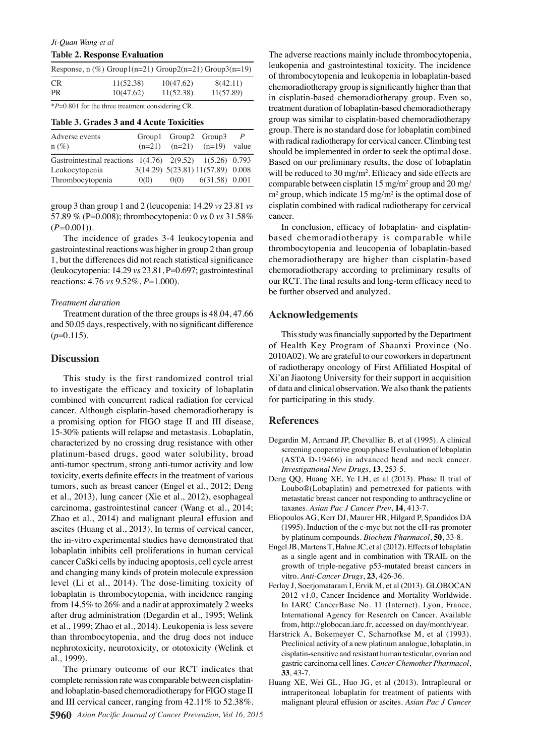**Table 2. Response Evaluation**

| Response, n (%) | Group1(n=21) | Group2(n=21) | Group3(n=19) |
|---|---|---|---|
| CR | 11(52.38) | 10(47.62) | 8(42.11) |
| PR | 10(47.62) | 11(52.38) | 11(57.89) |

*$P$=0.801 for the three treatment considering CR.

**Table 3. Grades 3 and 4 Acute Toxicities**

| Adverse events n (%) | Group1 (n=21) | Group2 (n=21) | Group3 (n=19) | P value |
|---|---|---|---|---|
| Gastrointestinal reactions | 1(4.76) | 2(9.52) | 1(5.26) | 0.793 |
| Leukocytopenia | 3(14.29) | 5(23.81) | 11(57.89) | 0.008 |
| Thrombocytopenia | 0(0) | 0(0) | 6(31.58) | 0.001 |

group 3 than group 1 and 2 (leucopenia: 14.29 *vs* 23.81 *vs* 57.89 % (P=0.008); thrombocytopenia: 0 *vs* 0 *vs* 31.58% ($P$=0.001)).

The incidence of grades 3-4 leukocytopenia and gastrointestinal reactions was higher in group 2 than group 1, but the differences did not reach statistical significance (leukocytopenia: 14.29 *vs* 23.81, P=0.697; gastrointestinal reactions: 4.76 *vs* 9.52%, $P$=1.000).

*Treatment duration*

Treatment duration of the three groups is 48.04, 47.66 and 50.05 days, respectively, with no significant difference ($p$=0.115).

## Discussion

This study is the first randomized control trial to investigate the efficacy and toxicity of lobaplatin combined with concurrent radical radiation for cervical cancer. Although cisplatin-based chemoradiotherapy is a promising option for FIGO stage II and III disease, 15-30% patients will relapse and metastasis. Lobaplatin, characterized by no crossing drug resistance with other platinum-based drugs, good water solubility, broad anti-tumor spectrum, strong anti-tumor activity and low toxicity, exerts definite effects in the treatment of various tumors, such as breast cancer (Engel et al., 2012; Deng et al., 2013), lung cancer (Xie et al., 2012), esophageal carcinoma, gastrointestinal cancer (Wang et al., 2014; Zhao et al., 2014) and malignant pleural effusion and ascites (Huang et al., 2013). In terms of cervical cancer, the in-vitro experimental studies have demonstrated that lobaplatin inhibits cell proliferations in human cervical cancer CaSki cells by inducing apoptosis, cell cycle arrest and changing many kinds of protein molecule expression level (Li et al., 2014). The dose-limiting toxicity of lobaplatin is thrombocytopenia, with incidence ranging from 14.5% to 26% and a nadir at approximately 2 weeks after drug administration (Degardin et al., 1995; Welink et al., 1999; Zhao et al., 2014). Leukopenia is less severe than thrombocytopenia, and the drug does not induce nephrotoxicity, neurotoxicity, or ototoxicity (Welink et al., 1999).

The primary outcome of our RCT indicates that complete remission rate was comparable between cisplatin- and lobaplatin-based chemoradiotherapy for FIGO stage II and III cervical cancer, ranging from 42.11% to 52.38%. The adverse reactions mainly include thrombocytopenia, leukopenia and gastrointestinal toxicity. The incidence of thrombocytopenia and leukopenia in lobaplatin-based chemoradiotherapy group is significantly higher than that in cisplatin-based chemoradiotherapy group. Even so, treatment duration of lobaplatin-based chemoradiotherapy group was similar to cisplatin-based chemoradiotherapy group. There is no standard dose for lobaplatin combined with radical radiotherapy for cervical cancer. Climbing test should be implemented in order to seek the optimal dose. Based on our preliminary results, the dose of lobaplatin will be reduced to 30 mg/m$^2$. Efficacy and side effects are comparable between cisplatin 15 mg/m$^2$ group and 20 mg/m$^2$ group, which indicate 15 mg/m$^2$ is the optimal dose of cisplatin combined with radical radiotherapy for cervical cancer.

In conclusion, efficacy of lobaplatin- and cisplatin-based chemoradiotherapy is comparable while thrombocytopenia and leucopenia of lobaplatin-based chemoradiotherapy are higher than cisplatin-based chemoradiotherapy according to preliminary results of our RCT. The final results and long-term efficacy need to be further observed and analyzed.

## Acknowledgements

This study was financially supported by the Department of Health Key Program of Shaanxi Province (No. 2010A02). We are grateful to our coworkers in department of radiotherapy oncology of First Affiliated Hospital of Xi'an Jiaotong University for their support in acquisition of data and clinical observation. We also thank the patients for participating in this study.

## References

Degardin M, Armand JP, Chevallier B, et al (1995). A clinical screening cooperative group phase II evaluation of lobaplatin (ASTA D-19466) in advanced head and neck cancer. *Investigational New Drugs*, **13**, 253-5.

Deng QQ, Huang XE, Ye LH, et al (2013). Phase II trial of Loubo®(Lobaplatin) and pemetrexed for patients with metastatic breast cancer not responding to anthracycline or taxanes. *Asian Pac J Cancer Prev*, **14**, 413-7.

Eliopoulos AG, Kerr DJ, Maurer HR, Hilgard P, Spandidos DA (1995). Induction of the c-myc but not the cH-ras promoter by platinum compounds. *Biochem Pharmacol*, **50**, 33-8.

Engel JB, Martens T, Hahne JC, et al (2012). Effects of lobaplatin as a single agent and in combination with TRAIL on the growth of triple-negative p53-mutated breast cancers in vitro. *Anti-Cancer Drugs*, **23**, 426-36.

Ferlay J, Soerjomataram I, Ervik M, et al (2013). GLOBOCAN 2012 v1.0, Cancer Incidence and Mortality Worldwide. In IARC CancerBase No. 11 (Internet). Lyon, France, International Agency for Research on Cancer. Available from, http://globocan.iarc.fr, accessed on day/month/year.

Harstrick A, Bokemeyer C, Scharnofkse M, et al (1993). Preclinical activity of a new platinum analogue, lobaplatin, in cisplatin-sensitive and resistant human testicular, ovarian and gastric carcinoma cell lines. *Cancer Chemother Pharmacol*, **33**, 43-7.

Huang XE, Wei GL, Huo JG, et al (2013). Intrapleural or intraperitoneal lobaplatin for treatment of patients with malignant pleural effusion or ascites. *Asian Pac J Cancer*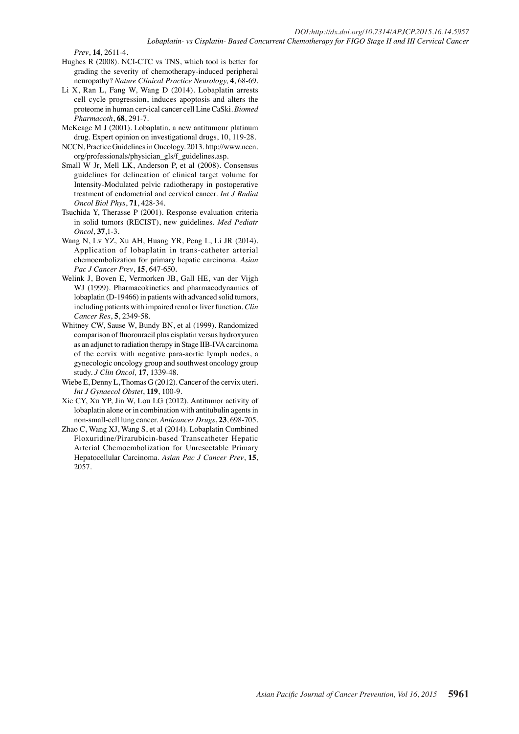*Prev*, **14**, 2611-4.

Hughes R (2008). NCI-CTC vs TNS, which tool is better for grading the severity of chemotherapy-induced peripheral neuropathy? *Nature Clinical Practice Neurology,* **4**, 68-69.

Li X, Ran L, Fang W, Wang D (2014). Lobaplatin arrests cell cycle progression, induces apoptosis and alters the proteome in human cervical cancer cell Line CaSki. *Biomed Pharmacoth*, **68**, 291-7.

McKeage M J (2001). Lobaplatin, a new antitumour platinum drug. Expert opinion on investigational drugs, 10, 119-28.

NCCN, Practice Guidelines in Oncology. 2013. http://www.nccn.org/professionals/physician_gls/f_guidelines.asp.

Small W Jr, Mell LK, Anderson P, et al (2008). Consensus guidelines for delineation of clinical target volume for Intensity-Modulated pelvic radiotherapy in postoperative treatment of endometrial and cervical cancer. *Int J Radiat Oncol Biol Phys*, **71**, 428-34.

Tsuchida Y, Therasse P (2001). Response evaluation criteria in solid tumors (RECIST), new guidelines. *Med Pediatr Oncol*, **37**,1-3.

Wang N, Lv YZ, Xu AH, Huang YR, Peng L, Li JR (2014). Application of lobaplatin in trans-catheter arterial chemoembolization for primary hepatic carcinoma. *Asian Pac J Cancer Prev*, **15**, 647-650.

Welink J, Boven E, Vermorken JB, Gall HE, van der Vijgh WJ (1999). Pharmacokinetics and pharmacodynamics of lobaplatin (D-19466) in patients with advanced solid tumors, including patients with impaired renal or liver function. *Clin Cancer Res*, **5**, 2349-58.

Whitney CW, Sause W, Bundy BN, et al (1999). Randomized comparison of fluorouracil plus cisplatin versus hydroxyurea as an adjunct to radiation therapy in Stage IIB-IVA carcinoma of the cervix with negative para-aortic lymph nodes, a gynecologic oncology group and southwest oncology group study. *J Clin Oncol,* **17**, 1339-48.

Wiebe E, Denny L, Thomas G (2012). Cancer of the cervix uteri. *Int J Gynaecol Obstet*, **119**, 100-9.

Xie CY, Xu YP, Jin W, Lou LG (2012). Antitumor activity of lobaplatin alone or in combination with antitubulin agents in non-small-cell lung cancer. *Anticancer Drugs*, **23**, 698-705.

Zhao C, Wang XJ, Wang S, et al (2014). Lobaplatin Combined Floxuridine/Pirarubicin-based Transcatheter Hepatic Arterial Chemoembolization for Unresectable Primary Hepatocellular Carcinoma. *Asian Pac J Cancer Prev*, **15**, 2057.